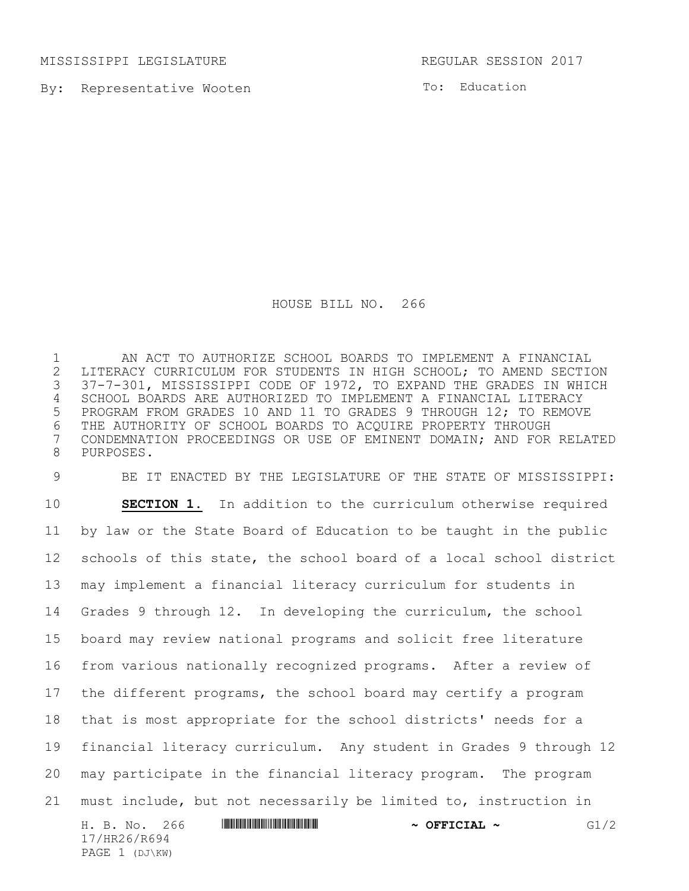MISSISSIPPI LEGISLATURE REGULAR SESSION 2017

By: Representative Wooten

To: Education

# HOUSE BILL NO. 266

AN ACT TO AUTHORIZE SCHOOL BOARDS TO IMPLEMENT A FINANCIAL LITERACY CURRICULUM FOR STUDENTS IN HIGH SCHOOL; TO AMEND SECTION 37-7-301, MISSISSIPPI CODE OF 1972, TO EXPAND THE GRADES IN WHICH SCHOOL BOARDS ARE AUTHORIZED TO IMPLEMENT A FINANCIAL LITERACY PROGRAM FROM GRADES 10 AND 11 TO GRADES 9 THROUGH 12; TO REMOVE THE AUTHORITY OF SCHOOL BOARDS TO ACQUIRE PROPERTY THROUGH CONDEMNATION PROCEEDINGS OR USE OF EMINENT DOMAIN; AND FOR RELATED PURPOSES.

BE IT ENACTED BY THE LEGISLATURE OF THE STATE OF MISSISSIPPI:

**SECTION 1.** In addition to the curriculum otherwise required by law or the State Board of Education to be taught in the public schools of this state, the school board of a local school district may implement a financial literacy curriculum for students in Grades 9 through 12. In developing the curriculum, the school board may review national programs and solicit free literature from various nationally recognized programs. After a review of the different programs, the school board may certify a program that is most appropriate for the school districts' needs for a financial literacy curriculum. Any student in Grades 9 through 12 may participate in the financial literacy program. The program must include, but not necessarily be limited to, instruction in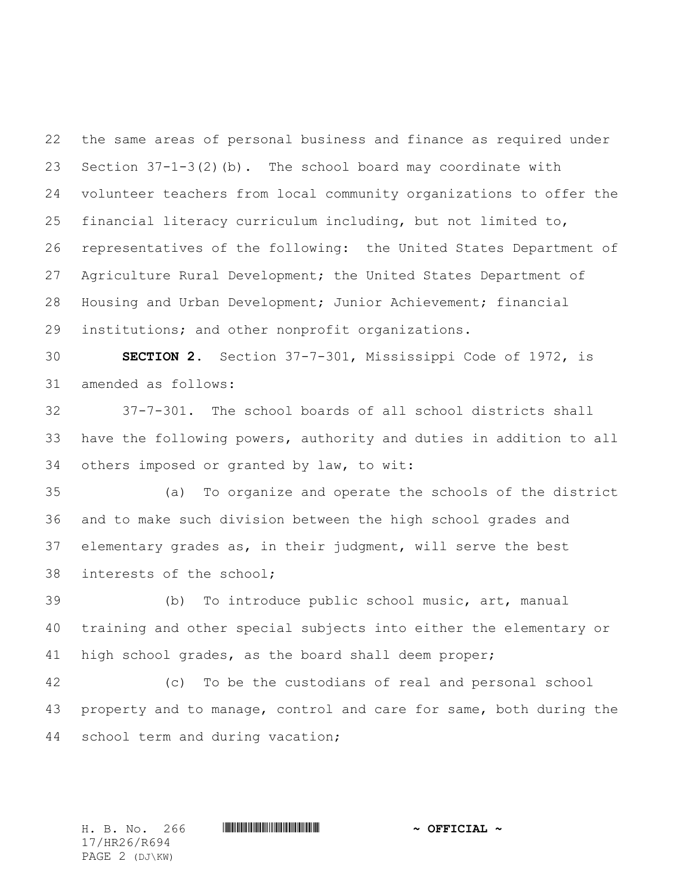the same areas of personal business and finance as required under Section 37-1-3(2)(b). The school board may coordinate with volunteer teachers from local community organizations to offer the financial literacy curriculum including, but not limited to, representatives of the following: the United States Department of Agriculture Rural Development; the United States Department of Housing and Urban Development; Junior Achievement; financial institutions; and other nonprofit organizations.

**SECTION 2.** Section 37-7-301, Mississippi Code of 1972, is amended as follows:

37-7-301. The school boards of all school districts shall have the following powers, authority and duties in addition to all others imposed or granted by law, to wit:

(a) To organize and operate the schools of the district and to make such division between the high school grades and elementary grades as, in their judgment, will serve the best interests of the school;

(b) To introduce public school music, art, manual training and other special subjects into either the elementary or high school grades, as the board shall deem proper;

(c) To be the custodians of real and personal school property and to manage, control and care for same, both during the school term and during vacation;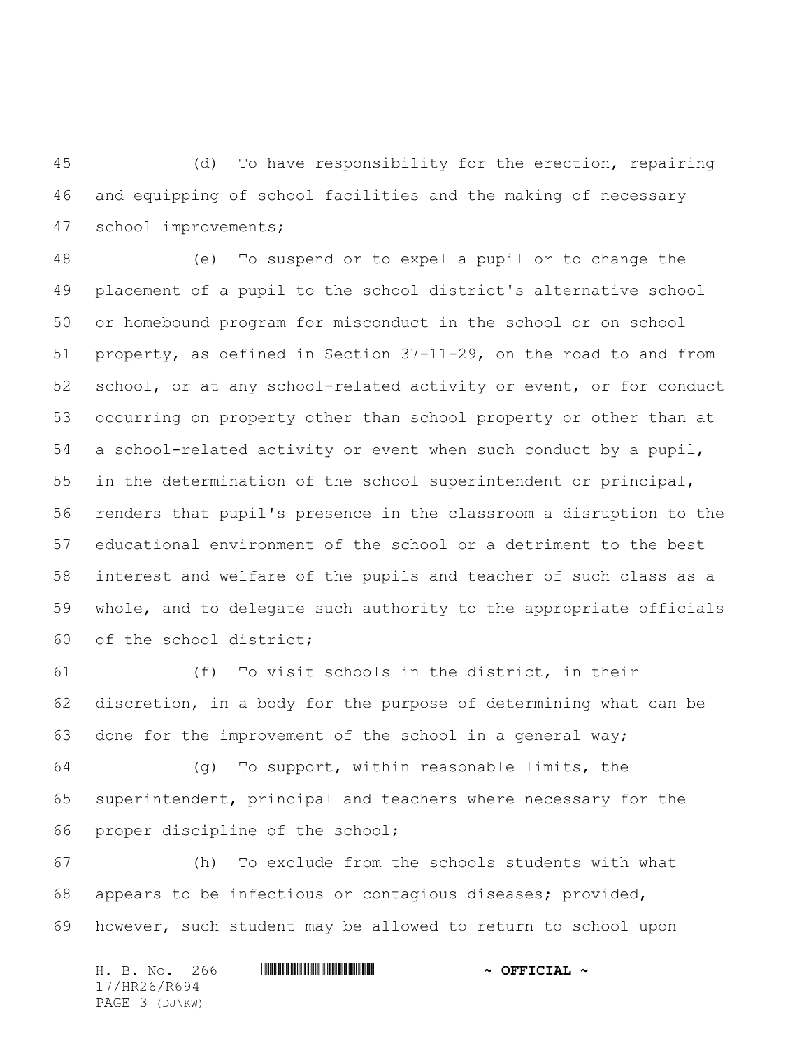(d) To have responsibility for the erection, repairing and equipping of school facilities and the making of necessary school improvements;

(e) To suspend or to expel a pupil or to change the placement of a pupil to the school district's alternative school or homebound program for misconduct in the school or on school property, as defined in Section 37-11-29, on the road to and from school, or at any school-related activity or event, or for conduct occurring on property other than school property or other than at a school-related activity or event when such conduct by a pupil, in the determination of the school superintendent or principal, renders that pupil's presence in the classroom a disruption to the educational environment of the school or a detriment to the best interest and welfare of the pupils and teacher of such class as a whole, and to delegate such authority to the appropriate officials of the school district;

(f) To visit schools in the district, in their discretion, in a body for the purpose of determining what can be done for the improvement of the school in a general way;

(g) To support, within reasonable limits, the superintendent, principal and teachers where necessary for the proper discipline of the school;

(h) To exclude from the schools students with what appears to be infectious or contagious diseases; provided, however, such student may be allowed to return to school upon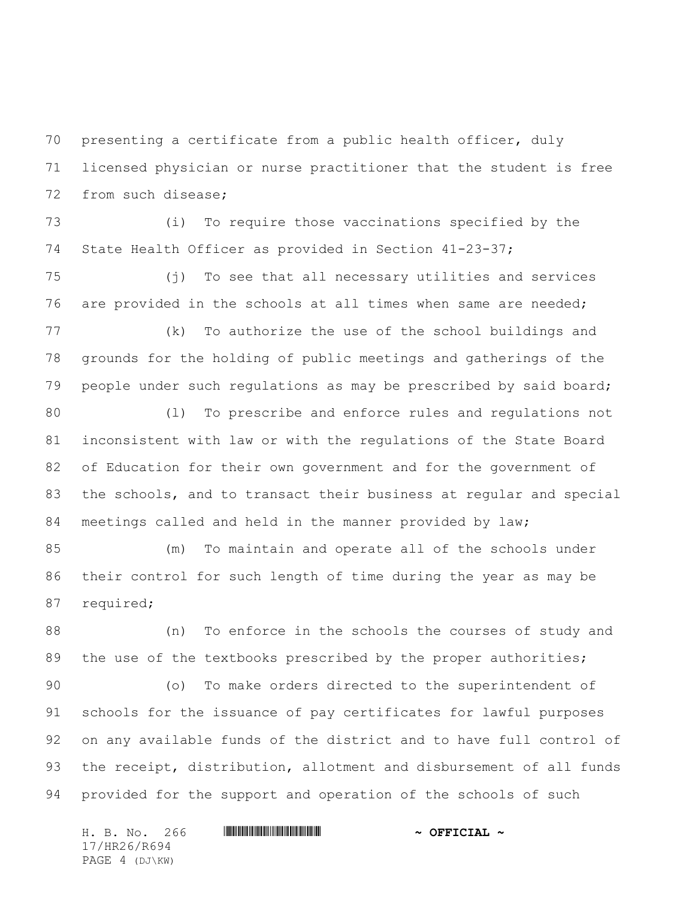presenting a certificate from a public health officer, duly licensed physician or nurse practitioner that the student is free from such disease;

(i) To require those vaccinations specified by the State Health Officer as provided in Section 41-23-37;

(j) To see that all necessary utilities and services are provided in the schools at all times when same are needed;

(k) To authorize the use of the school buildings and grounds for the holding of public meetings and gatherings of the people under such regulations as may be prescribed by said board;

(l) To prescribe and enforce rules and regulations not inconsistent with law or with the regulations of the State Board of Education for their own government and for the government of the schools, and to transact their business at regular and special meetings called and held in the manner provided by law;

(m) To maintain and operate all of the schools under their control for such length of time during the year as may be required;

(n) To enforce in the schools the courses of study and the use of the textbooks prescribed by the proper authorities;

(o) To make orders directed to the superintendent of schools for the issuance of pay certificates for lawful purposes on any available funds of the district and to have full control of the receipt, distribution, allotment and disbursement of all funds provided for the support and operation of the schools of such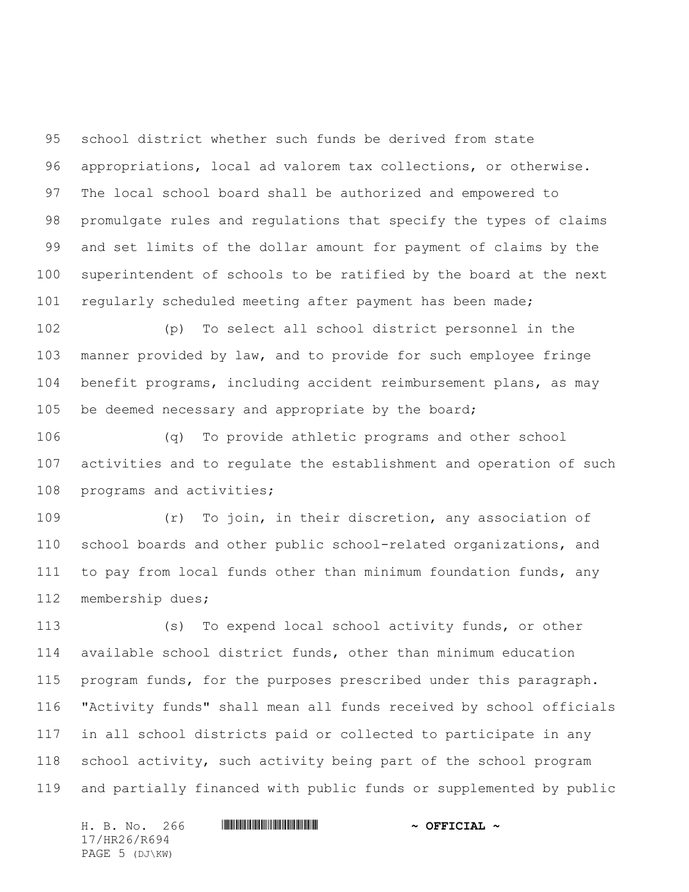school district whether such funds be derived from state appropriations, local ad valorem tax collections, or otherwise. The local school board shall be authorized and empowered to promulgate rules and regulations that specify the types of claims and set limits of the dollar amount for payment of claims by the superintendent of schools to be ratified by the board at the next regularly scheduled meeting after payment has been made;

(p) To select all school district personnel in the manner provided by law, and to provide for such employee fringe benefit programs, including accident reimbursement plans, as may be deemed necessary and appropriate by the board;

(q) To provide athletic programs and other school activities and to regulate the establishment and operation of such programs and activities;

(r) To join, in their discretion, any association of school boards and other public school-related organizations, and to pay from local funds other than minimum foundation funds, any membership dues;

(s) To expend local school activity funds, or other available school district funds, other than minimum education program funds, for the purposes prescribed under this paragraph. "Activity funds" shall mean all funds received by school officials in all school districts paid or collected to participate in any school activity, such activity being part of the school program and partially financed with public funds or supplemented by public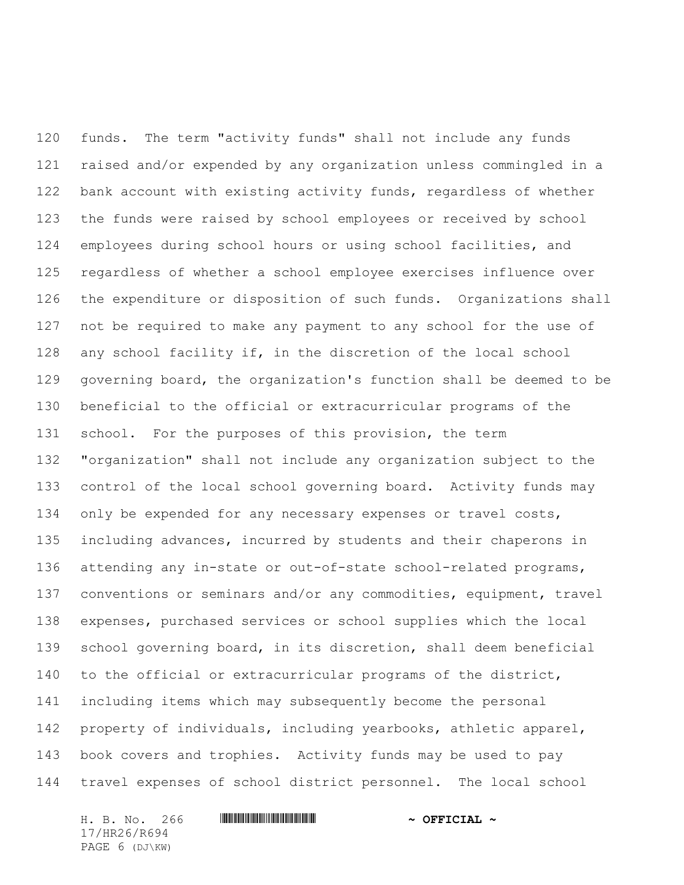funds. The term "activity funds" shall not include any funds raised and/or expended by any organization unless commingled in a bank account with existing activity funds, regardless of whether the funds were raised by school employees or received by school employees during school hours or using school facilities, and regardless of whether a school employee exercises influence over the expenditure or disposition of such funds. Organizations shall not be required to make any payment to any school for the use of any school facility if, in the discretion of the local school governing board, the organization's function shall be deemed to be beneficial to the official or extracurricular programs of the school. For the purposes of this provision, the term "organization" shall not include any organization subject to the control of the local school governing board. Activity funds may only be expended for any necessary expenses or travel costs, including advances, incurred by students and their chaperons in attending any in-state or out-of-state school-related programs, conventions or seminars and/or any commodities, equipment, travel expenses, purchased services or school supplies which the local school governing board, in its discretion, shall deem beneficial to the official or extracurricular programs of the district, including items which may subsequently become the personal property of individuals, including yearbooks, athletic apparel, book covers and trophies. Activity funds may be used to pay travel expenses of school district personnel. The local school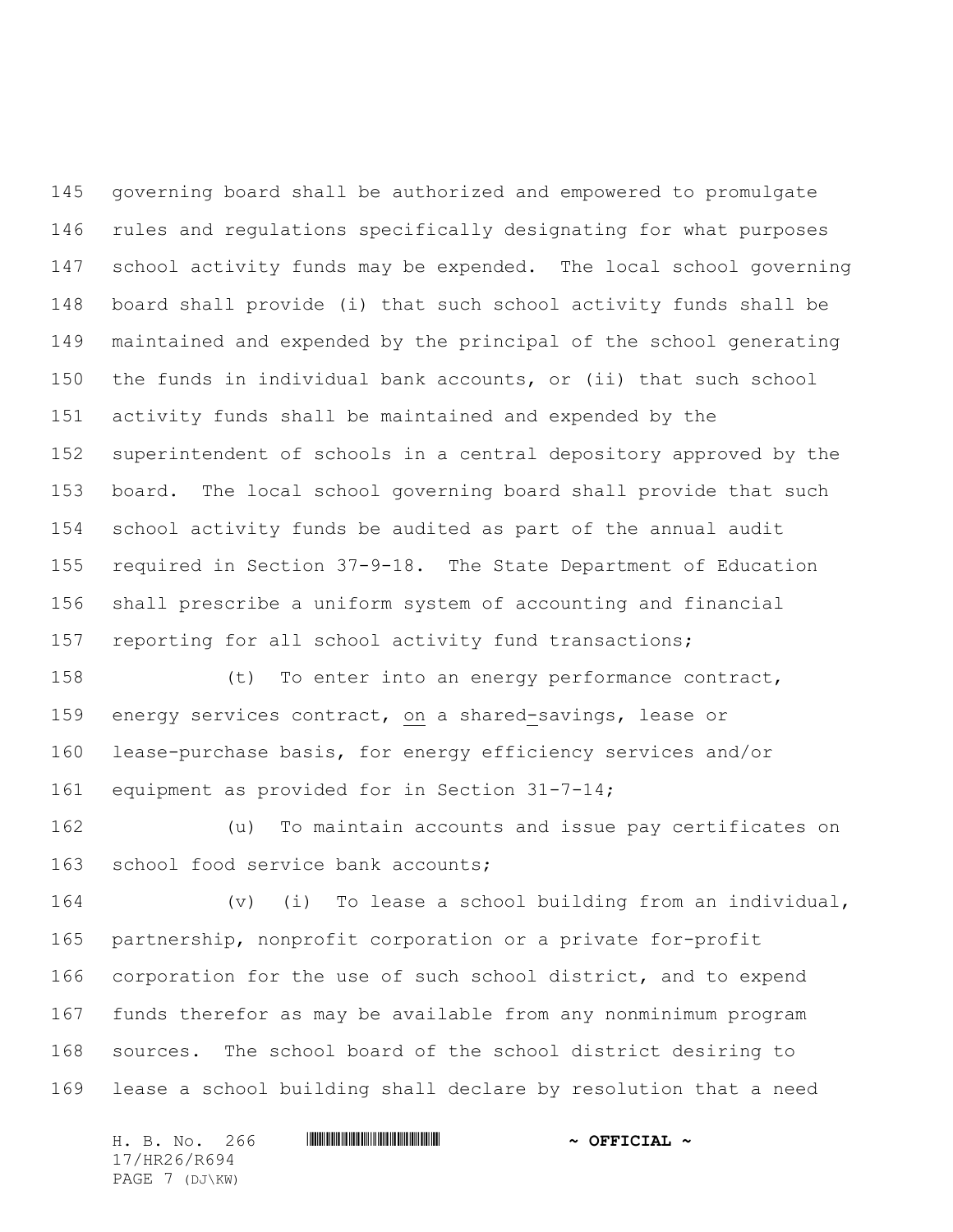governing board shall be authorized and empowered to promulgate rules and regulations specifically designating for what purposes school activity funds may be expended. The local school governing board shall provide (i) that such school activity funds shall be maintained and expended by the principal of the school generating the funds in individual bank accounts, or (ii) that such school activity funds shall be maintained and expended by the superintendent of schools in a central depository approved by the board. The local school governing board shall provide that such school activity funds be audited as part of the annual audit required in Section 37-9-18. The State Department of Education shall prescribe a uniform system of accounting and financial reporting for all school activity fund transactions;

(t) To enter into an energy performance contract, energy services contract, on a shared-savings, lease or lease-purchase basis, for energy efficiency services and/or equipment as provided for in Section 31-7-14;

(u) To maintain accounts and issue pay certificates on school food service bank accounts;

(v) (i) To lease a school building from an individual, partnership, nonprofit corporation or a private for-profit corporation for the use of such school district, and to expend funds therefor as may be available from any nonminimum program sources. The school board of the school district desiring to lease a school building shall declare by resolution that a need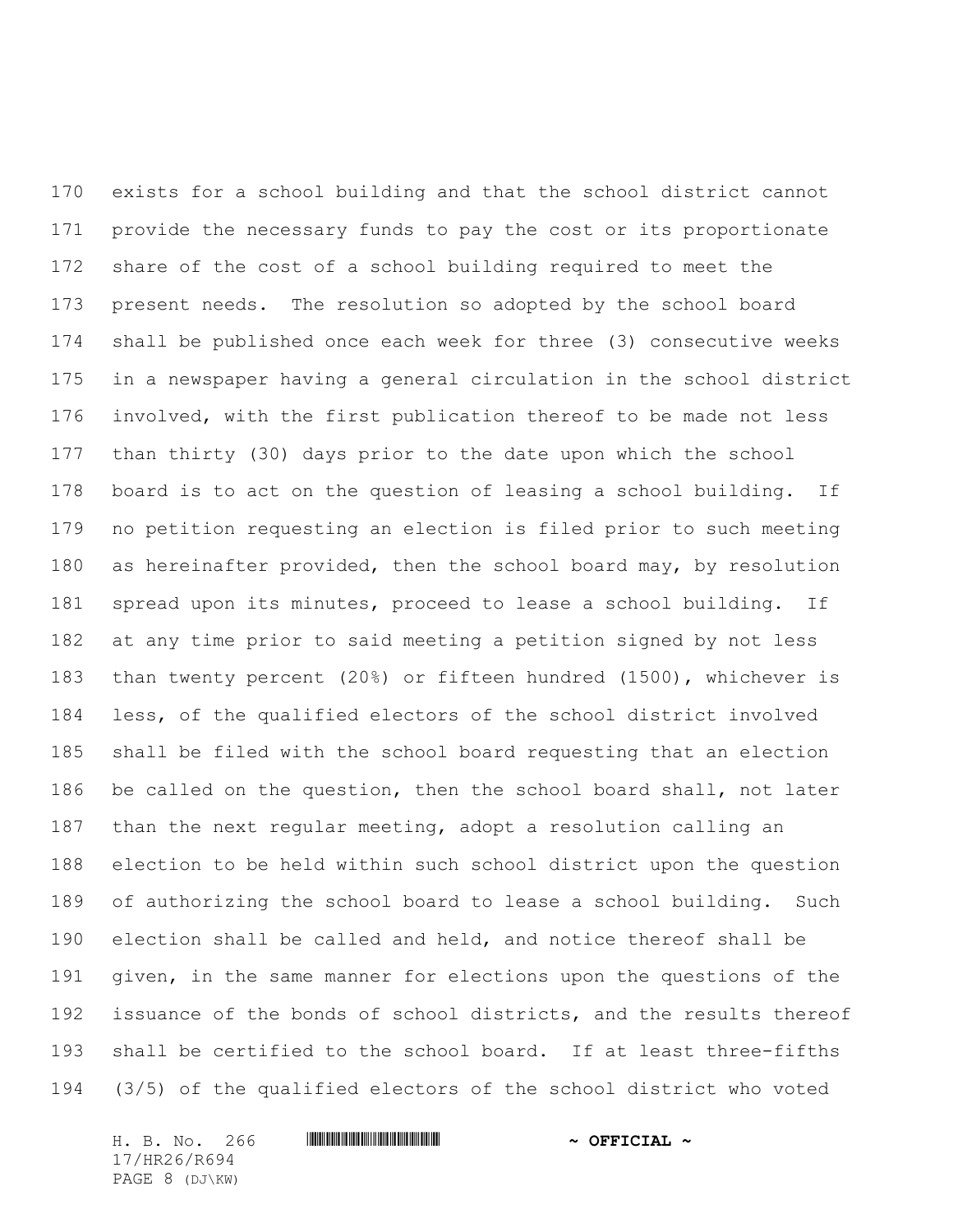exists for a school building and that the school district cannot provide the necessary funds to pay the cost or its proportionate share of the cost of a school building required to meet the present needs. The resolution so adopted by the school board shall be published once each week for three (3) consecutive weeks in a newspaper having a general circulation in the school district involved, with the first publication thereof to be made not less than thirty (30) days prior to the date upon which the school board is to act on the question of leasing a school building. If no petition requesting an election is filed prior to such meeting as hereinafter provided, then the school board may, by resolution spread upon its minutes, proceed to lease a school building. If at any time prior to said meeting a petition signed by not less than twenty percent (20%) or fifteen hundred (1500), whichever is less, of the qualified electors of the school district involved shall be filed with the school board requesting that an election be called on the question, then the school board shall, not later than the next regular meeting, adopt a resolution calling an election to be held within such school district upon the question of authorizing the school board to lease a school building. Such election shall be called and held, and notice thereof shall be given, in the same manner for elections upon the questions of the issuance of the bonds of school districts, and the results thereof shall be certified to the school board. If at least three-fifths (3/5) of the qualified electors of the school district who voted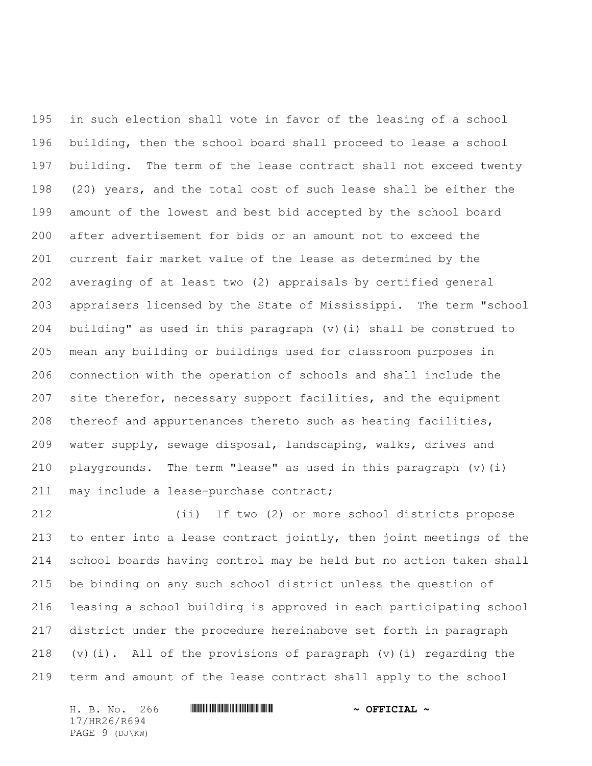in such election shall vote in favor of the leasing of a school building, then the school board shall proceed to lease a school building. The term of the lease contract shall not exceed twenty (20) years, and the total cost of such lease shall be either the amount of the lowest and best bid accepted by the school board after advertisement for bids or an amount not to exceed the current fair market value of the lease as determined by the averaging of at least two (2) appraisals by certified general appraisers licensed by the State of Mississippi. The term "school building" as used in this paragraph (v)(i) shall be construed to mean any building or buildings used for classroom purposes in connection with the operation of schools and shall include the site therefor, necessary support facilities, and the equipment thereof and appurtenances thereto such as heating facilities, water supply, sewage disposal, landscaping, walks, drives and playgrounds. The term "lease" as used in this paragraph (v)(i) may include a lease-purchase contract;

(ii) If two (2) or more school districts propose to enter into a lease contract jointly, then joint meetings of the school boards having control may be held but no action taken shall be binding on any such school district unless the question of leasing a school building is approved in each participating school district under the procedure hereinabove set forth in paragraph (v)(i). All of the provisions of paragraph (v)(i) regarding the term and amount of the lease contract shall apply to the school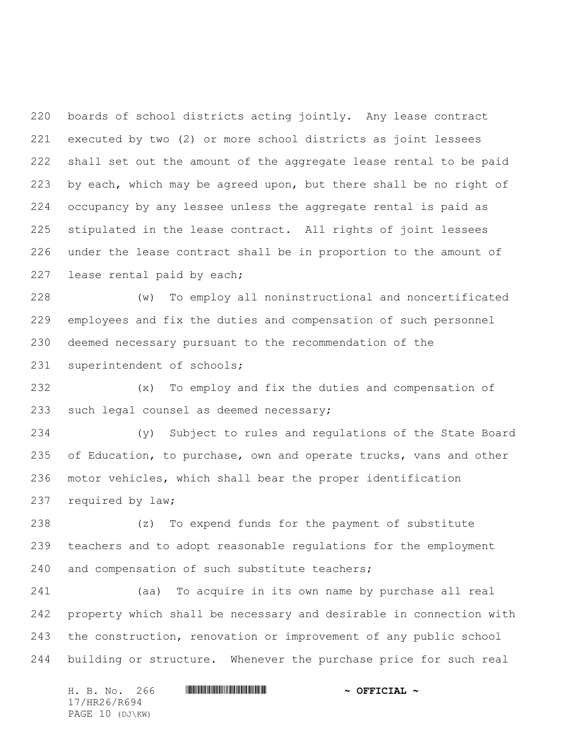boards of school districts acting jointly. Any lease contract executed by two (2) or more school districts as joint lessees shall set out the amount of the aggregate lease rental to be paid by each, which may be agreed upon, but there shall be no right of occupancy by any lessee unless the aggregate rental is paid as stipulated in the lease contract. All rights of joint lessees under the lease contract shall be in proportion to the amount of lease rental paid by each;

(w) To employ all noninstructional and noncertificated employees and fix the duties and compensation of such personnel deemed necessary pursuant to the recommendation of the superintendent of schools;

(x) To employ and fix the duties and compensation of such legal counsel as deemed necessary;

(y) Subject to rules and regulations of the State Board of Education, to purchase, own and operate trucks, vans and other motor vehicles, which shall bear the proper identification required by law;

(z) To expend funds for the payment of substitute teachers and to adopt reasonable regulations for the employment and compensation of such substitute teachers;

(aa) To acquire in its own name by purchase all real property which shall be necessary and desirable in connection with the construction, renovation or improvement of any public school building or structure. Whenever the purchase price for such real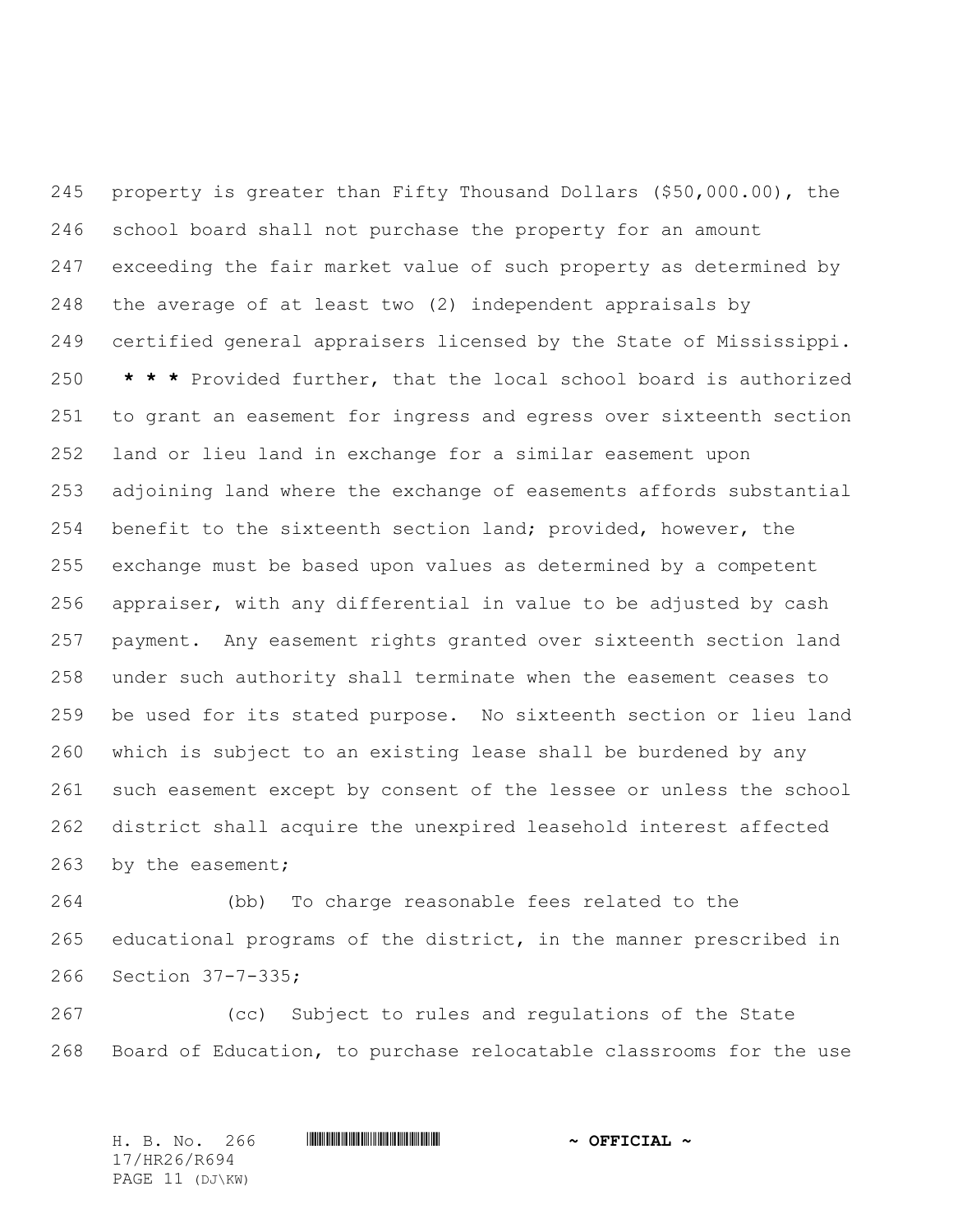property is greater than Fifty Thousand Dollars ($50,000.00), the school board shall not purchase the property for an amount exceeding the fair market value of such property as determined by the average of at least two (2) independent appraisals by certified general appraisers licensed by the State of Mississippi. **\* \* \*** Provided further, that the local school board is authorized to grant an easement for ingress and egress over sixteenth section land or lieu land in exchange for a similar easement upon adjoining land where the exchange of easements affords substantial benefit to the sixteenth section land; provided, however, the exchange must be based upon values as determined by a competent appraiser, with any differential in value to be adjusted by cash payment. Any easement rights granted over sixteenth section land under such authority shall terminate when the easement ceases to be used for its stated purpose. No sixteenth section or lieu land which is subject to an existing lease shall be burdened by any such easement except by consent of the lessee or unless the school district shall acquire the unexpired leasehold interest affected by the easement;

(bb) To charge reasonable fees related to the educational programs of the district, in the manner prescribed in Section 37-7-335;

(cc) Subject to rules and regulations of the State Board of Education, to purchase relocatable classrooms for the use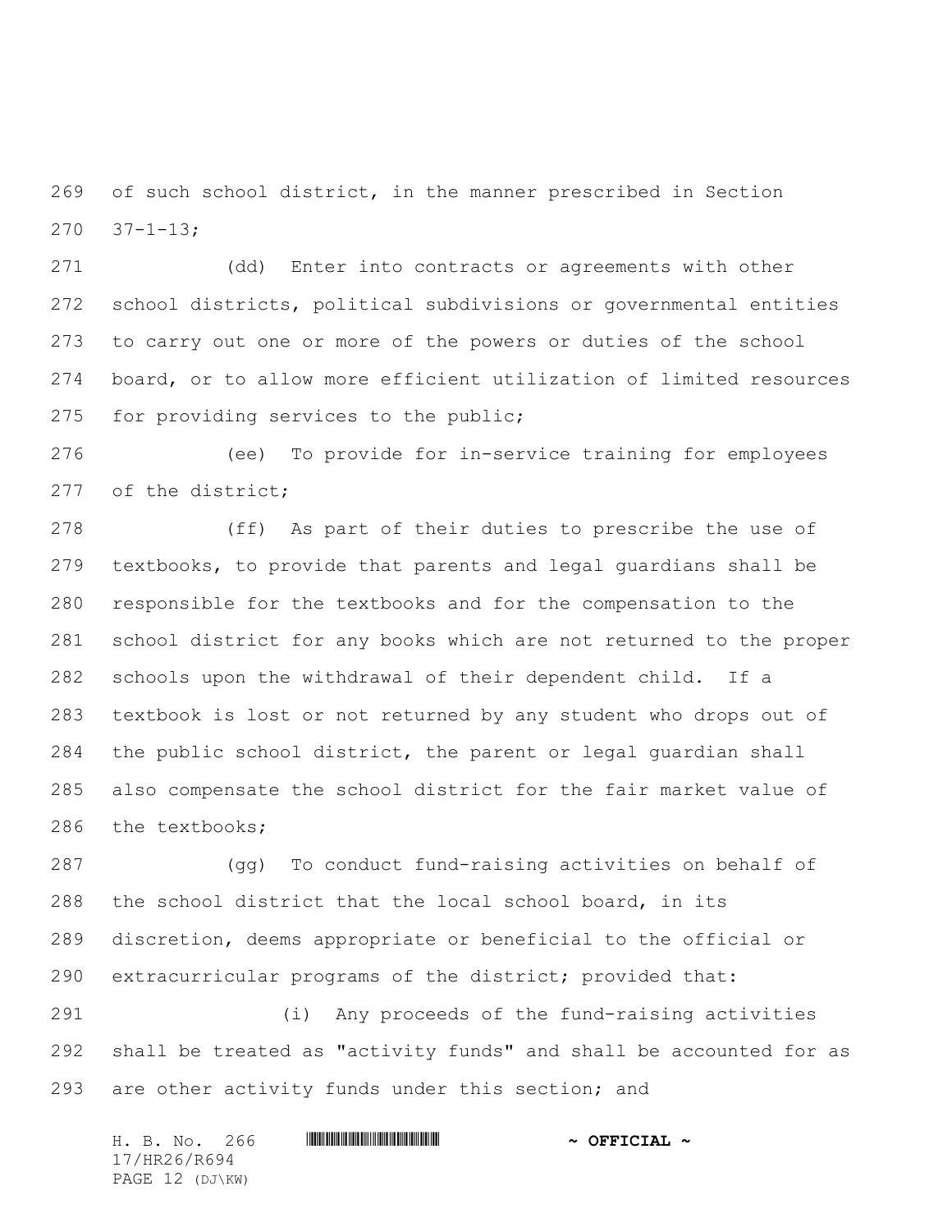of such school district, in the manner prescribed in Section 37-1-13;

(dd) Enter into contracts or agreements with other school districts, political subdivisions or governmental entities to carry out one or more of the powers or duties of the school board, or to allow more efficient utilization of limited resources for providing services to the public;

(ee) To provide for in-service training for employees of the district;

(ff) As part of their duties to prescribe the use of textbooks, to provide that parents and legal guardians shall be responsible for the textbooks and for the compensation to the school district for any books which are not returned to the proper schools upon the withdrawal of their dependent child. If a textbook is lost or not returned by any student who drops out of the public school district, the parent or legal guardian shall also compensate the school district for the fair market value of the textbooks;

(gg) To conduct fund-raising activities on behalf of the school district that the local school board, in its discretion, deems appropriate or beneficial to the official or extracurricular programs of the district; provided that:

(i) Any proceeds of the fund-raising activities shall be treated as "activity funds" and shall be accounted for as are other activity funds under this section; and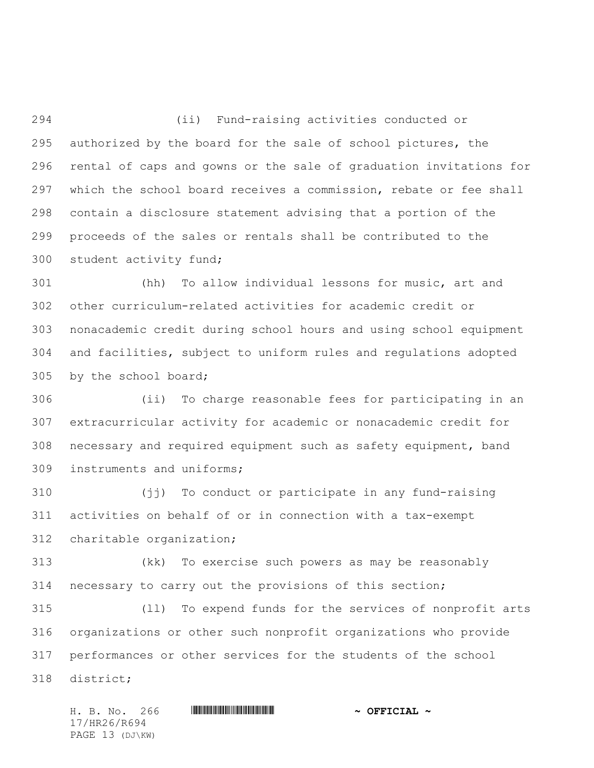(ii) Fund-raising activities conducted or authorized by the board for the sale of school pictures, the rental of caps and gowns or the sale of graduation invitations for which the school board receives a commission, rebate or fee shall contain a disclosure statement advising that a portion of the proceeds of the sales or rentals shall be contributed to the student activity fund;

(hh) To allow individual lessons for music, art and other curriculum-related activities for academic credit or nonacademic credit during school hours and using school equipment and facilities, subject to uniform rules and regulations adopted by the school board;

(ii) To charge reasonable fees for participating in an extracurricular activity for academic or nonacademic credit for necessary and required equipment such as safety equipment, band instruments and uniforms;

(jj) To conduct or participate in any fund-raising activities on behalf of or in connection with a tax-exempt charitable organization;

(kk) To exercise such powers as may be reasonably necessary to carry out the provisions of this section;

(ll) To expend funds for the services of nonprofit arts organizations or other such nonprofit organizations who provide performances or other services for the students of the school district;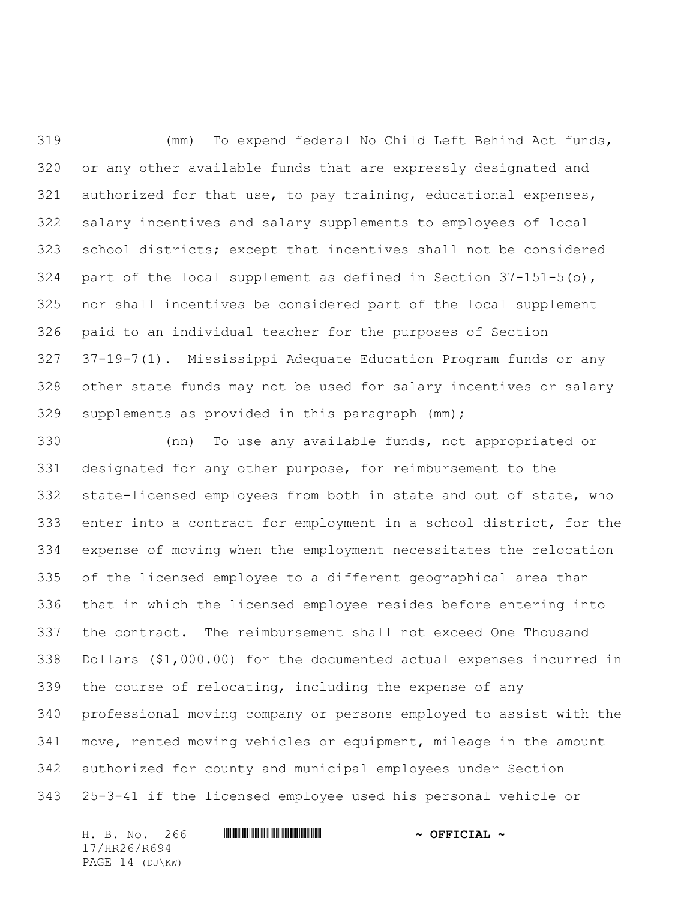(mm) To expend federal No Child Left Behind Act funds, or any other available funds that are expressly designated and authorized for that use, to pay training, educational expenses, salary incentives and salary supplements to employees of local school districts; except that incentives shall not be considered part of the local supplement as defined in Section 37-151-5(o), nor shall incentives be considered part of the local supplement paid to an individual teacher for the purposes of Section 37-19-7(1). Mississippi Adequate Education Program funds or any other state funds may not be used for salary incentives or salary supplements as provided in this paragraph (mm);

(nn) To use any available funds, not appropriated or designated for any other purpose, for reimbursement to the state-licensed employees from both in state and out of state, who enter into a contract for employment in a school district, for the expense of moving when the employment necessitates the relocation of the licensed employee to a different geographical area than that in which the licensed employee resides before entering into the contract. The reimbursement shall not exceed One Thousand Dollars ($1,000.00) for the documented actual expenses incurred in the course of relocating, including the expense of any professional moving company or persons employed to assist with the move, rented moving vehicles or equipment, mileage in the amount authorized for county and municipal employees under Section 25-3-41 if the licensed employee used his personal vehicle or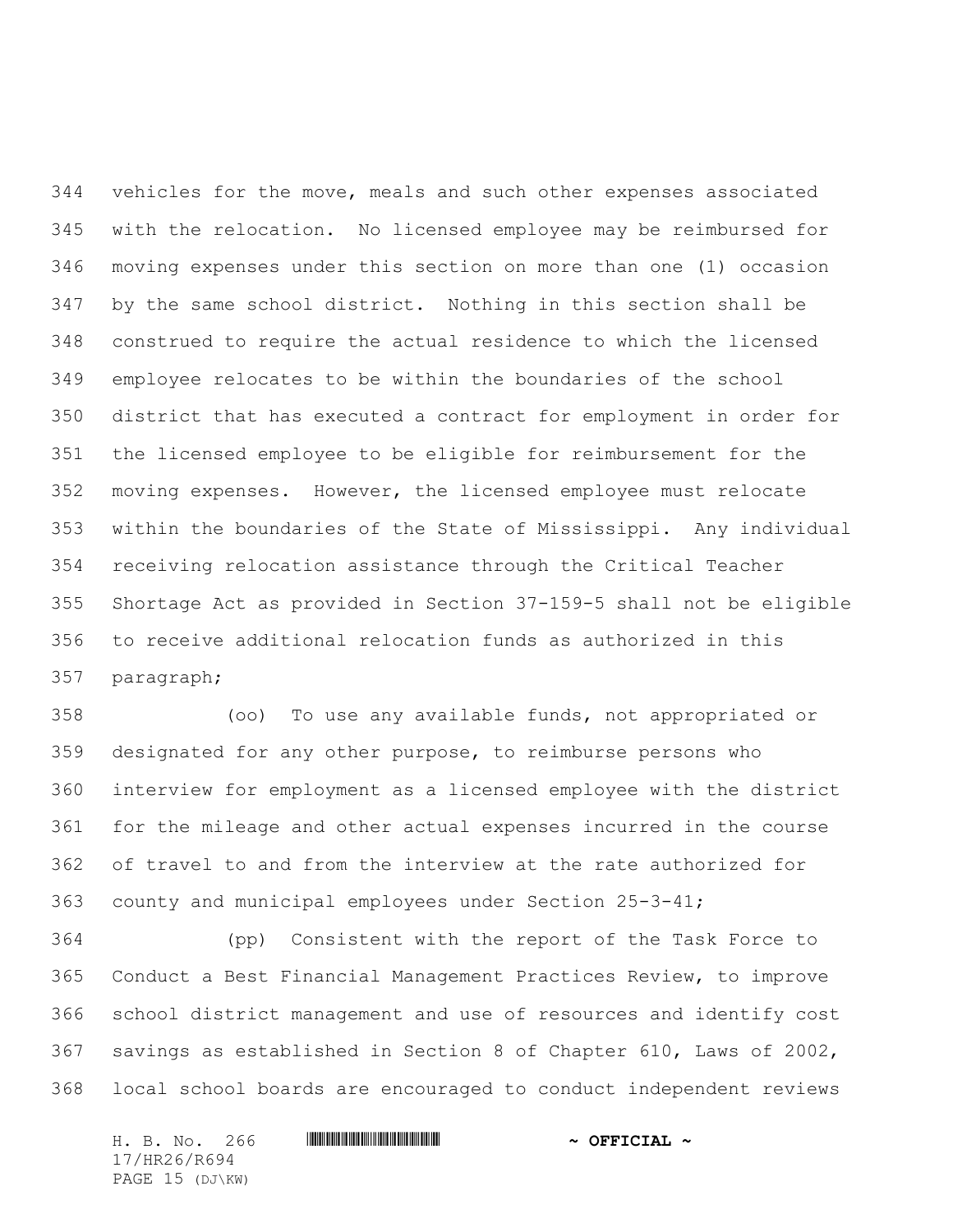vehicles for the move, meals and such other expenses associated with the relocation. No licensed employee may be reimbursed for moving expenses under this section on more than one (1) occasion by the same school district. Nothing in this section shall be construed to require the actual residence to which the licensed employee relocates to be within the boundaries of the school district that has executed a contract for employment in order for the licensed employee to be eligible for reimbursement for the moving expenses. However, the licensed employee must relocate within the boundaries of the State of Mississippi. Any individual receiving relocation assistance through the Critical Teacher Shortage Act as provided in Section 37-159-5 shall not be eligible to receive additional relocation funds as authorized in this paragraph;

(oo) To use any available funds, not appropriated or designated for any other purpose, to reimburse persons who interview for employment as a licensed employee with the district for the mileage and other actual expenses incurred in the course of travel to and from the interview at the rate authorized for county and municipal employees under Section 25-3-41;

(pp) Consistent with the report of the Task Force to Conduct a Best Financial Management Practices Review, to improve school district management and use of resources and identify cost savings as established in Section 8 of Chapter 610, Laws of 2002, local school boards are encouraged to conduct independent reviews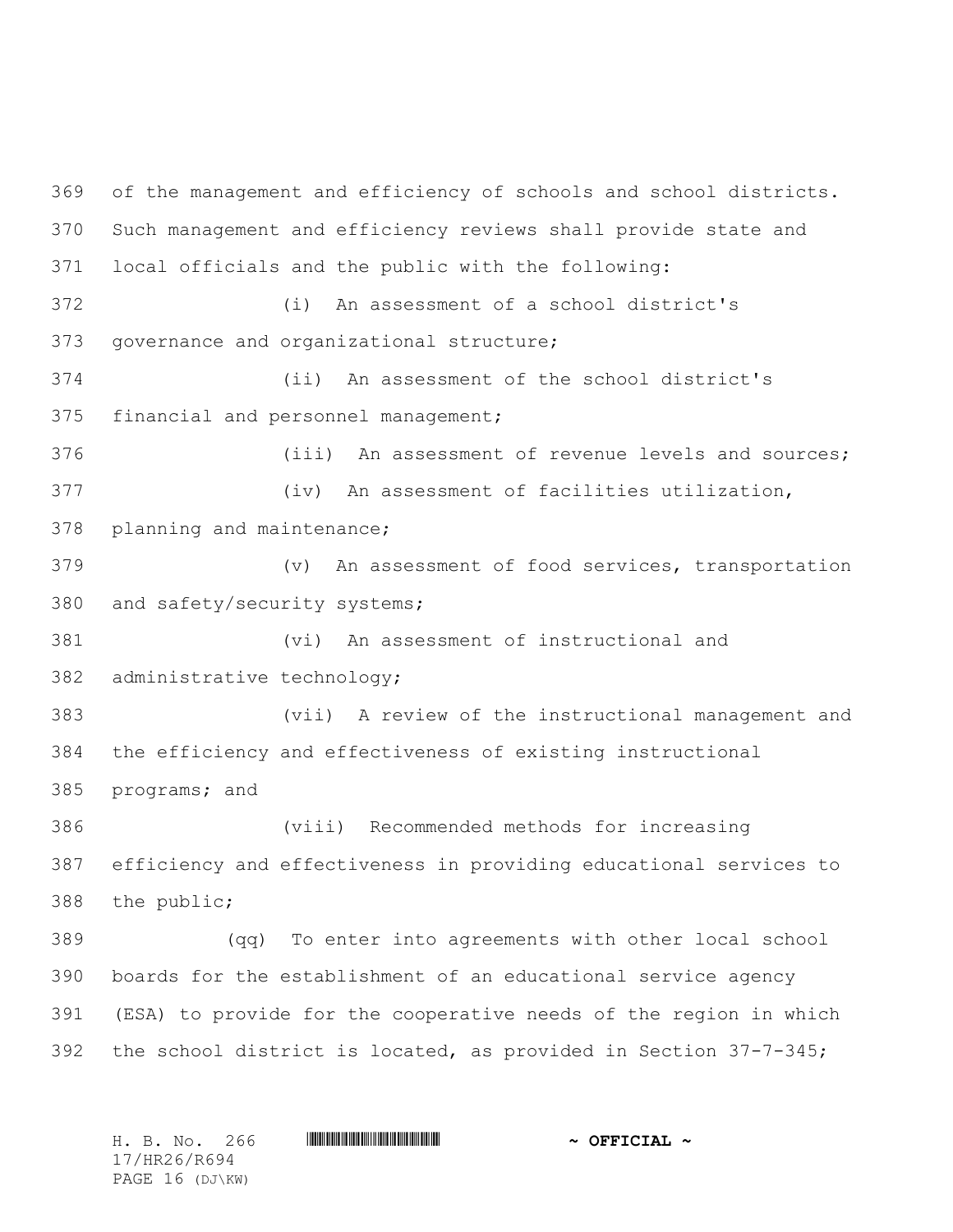of the management and efficiency of schools and school districts. Such management and efficiency reviews shall provide state and local officials and the public with the following:

(i) An assessment of a school district's governance and organizational structure;

(ii) An assessment of the school district's financial and personnel management;

(iii) An assessment of revenue levels and sources;

(iv) An assessment of facilities utilization, planning and maintenance;

(v) An assessment of food services, transportation and safety/security systems;

(vi) An assessment of instructional and administrative technology;

(vii) A review of the instructional management and the efficiency and effectiveness of existing instructional programs; and

(viii) Recommended methods for increasing efficiency and effectiveness in providing educational services to the public;

(qq) To enter into agreements with other local school boards for the establishment of an educational service agency (ESA) to provide for the cooperative needs of the region in which the school district is located, as provided in Section 37-7-345;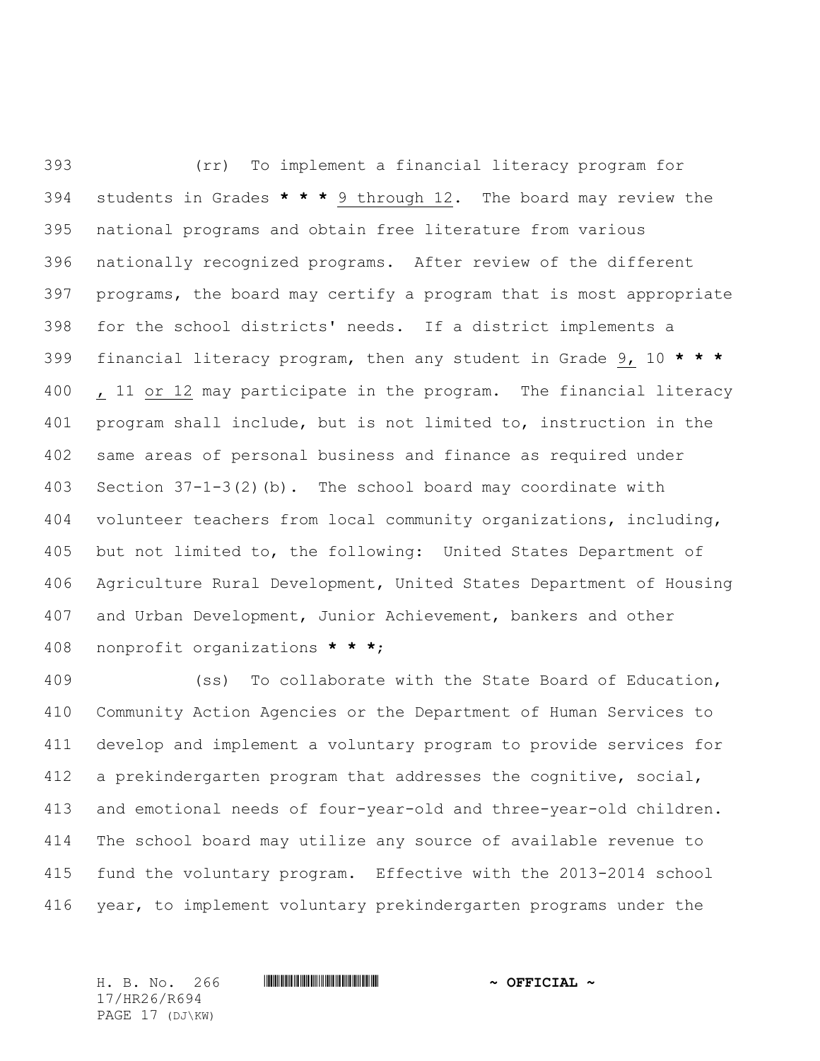(rr) To implement a financial literacy program for students in Grades * * * 9 through 12. The board may review the national programs and obtain free literature from various nationally recognized programs. After review of the different programs, the board may certify a program that is most appropriate for the school districts' needs. If a district implements a financial literacy program, then any student in Grade 9, 10 * * * , 11 or 12 may participate in the program. The financial literacy program shall include, but is not limited to, instruction in the same areas of personal business and finance as required under Section 37-1-3(2)(b). The school board may coordinate with volunteer teachers from local community organizations, including, but not limited to, the following: United States Department of Agriculture Rural Development, United States Department of Housing and Urban Development, Junior Achievement, bankers and other nonprofit organizations * * *;

(ss) To collaborate with the State Board of Education, Community Action Agencies or the Department of Human Services to develop and implement a voluntary program to provide services for a prekindergarten program that addresses the cognitive, social, and emotional needs of four-year-old and three-year-old children. The school board may utilize any source of available revenue to fund the voluntary program. Effective with the 2013-2014 school year, to implement voluntary prekindergarten programs under the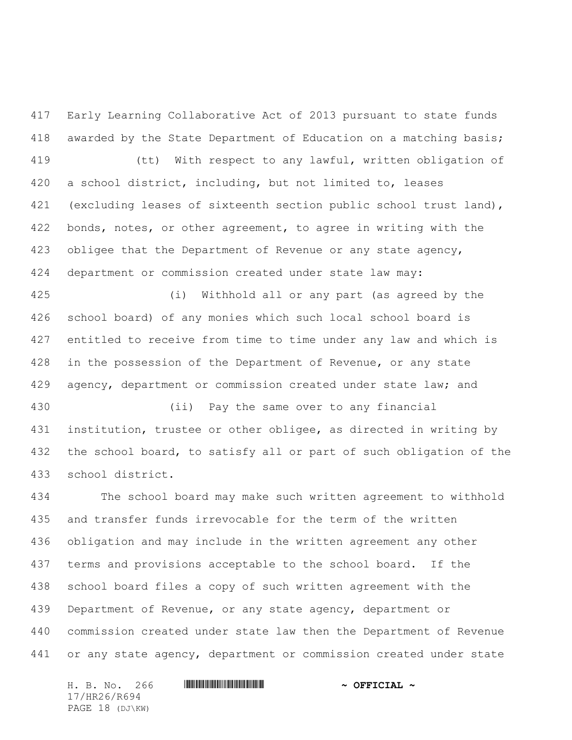Early Learning Collaborative Act of 2013 pursuant to state funds awarded by the State Department of Education on a matching basis;

(tt) With respect to any lawful, written obligation of a school district, including, but not limited to, leases (excluding leases of sixteenth section public school trust land), bonds, notes, or other agreement, to agree in writing with the obligee that the Department of Revenue or any state agency, department or commission created under state law may:

(i) Withhold all or any part (as agreed by the school board) of any monies which such local school board is entitled to receive from time to time under any law and which is in the possession of the Department of Revenue, or any state agency, department or commission created under state law; and

(ii) Pay the same over to any financial institution, trustee or other obligee, as directed in writing by the school board, to satisfy all or part of such obligation of the school district.

The school board may make such written agreement to withhold and transfer funds irrevocable for the term of the written obligation and may include in the written agreement any other terms and provisions acceptable to the school board. If the school board files a copy of such written agreement with the Department of Revenue, or any state agency, department or commission created under state law then the Department of Revenue or any state agency, department or commission created under state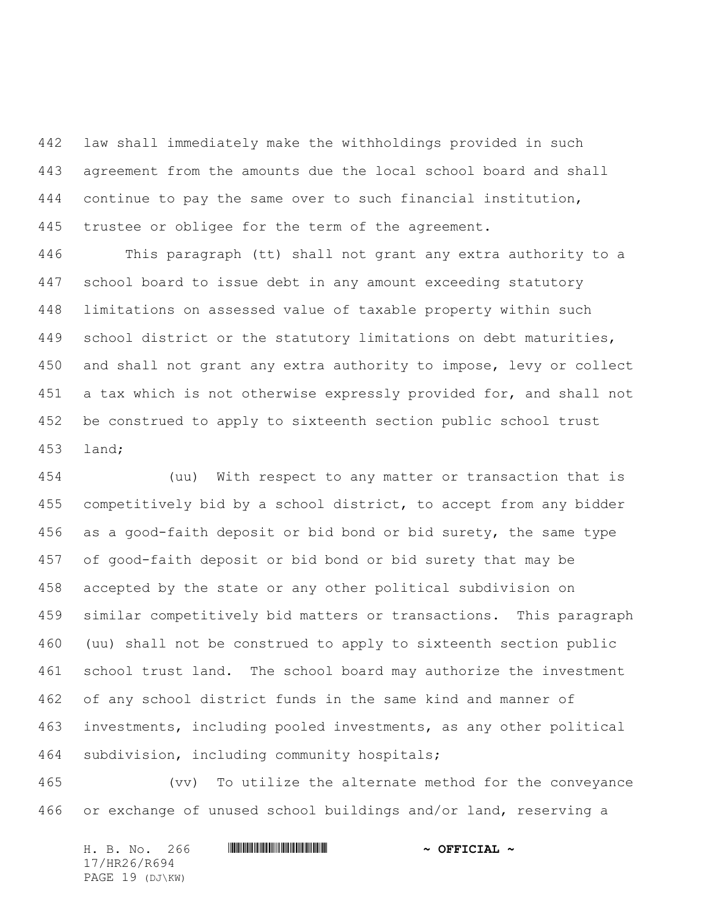law shall immediately make the withholdings provided in such agreement from the amounts due the local school board and shall continue to pay the same over to such financial institution, trustee or obligee for the term of the agreement.

This paragraph (tt) shall not grant any extra authority to a school board to issue debt in any amount exceeding statutory limitations on assessed value of taxable property within such school district or the statutory limitations on debt maturities, and shall not grant any extra authority to impose, levy or collect a tax which is not otherwise expressly provided for, and shall not be construed to apply to sixteenth section public school trust land;

(uu) With respect to any matter or transaction that is competitively bid by a school district, to accept from any bidder as a good-faith deposit or bid bond or bid surety, the same type of good-faith deposit or bid bond or bid surety that may be accepted by the state or any other political subdivision on similar competitively bid matters or transactions. This paragraph (uu) shall not be construed to apply to sixteenth section public school trust land. The school board may authorize the investment of any school district funds in the same kind and manner of investments, including pooled investments, as any other political subdivision, including community hospitals;

(vv) To utilize the alternate method for the conveyance or exchange of unused school buildings and/or land, reserving a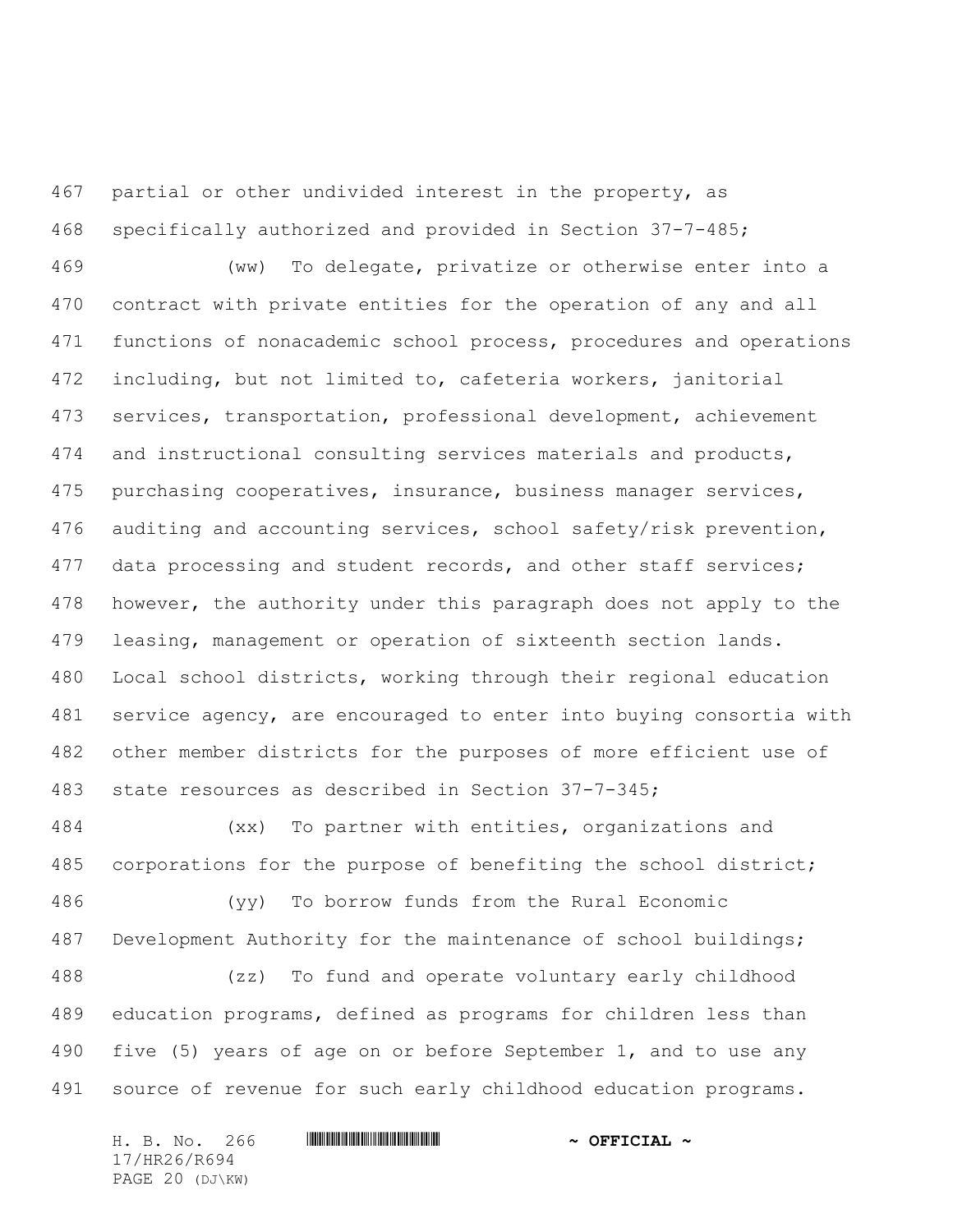partial or other undivided interest in the property, as specifically authorized and provided in Section 37-7-485;

(ww) To delegate, privatize or otherwise enter into a contract with private entities for the operation of any and all functions of nonacademic school process, procedures and operations including, but not limited to, cafeteria workers, janitorial services, transportation, professional development, achievement and instructional consulting services materials and products, purchasing cooperatives, insurance, business manager services, auditing and accounting services, school safety/risk prevention, data processing and student records, and other staff services; however, the authority under this paragraph does not apply to the leasing, management or operation of sixteenth section lands. Local school districts, working through their regional education service agency, are encouraged to enter into buying consortia with other member districts for the purposes of more efficient use of state resources as described in Section 37-7-345;

(xx) To partner with entities, organizations and corporations for the purpose of benefiting the school district;

(yy) To borrow funds from the Rural Economic Development Authority for the maintenance of school buildings;

(zz) To fund and operate voluntary early childhood education programs, defined as programs for children less than five (5) years of age on or before September 1, and to use any source of revenue for such early childhood education programs.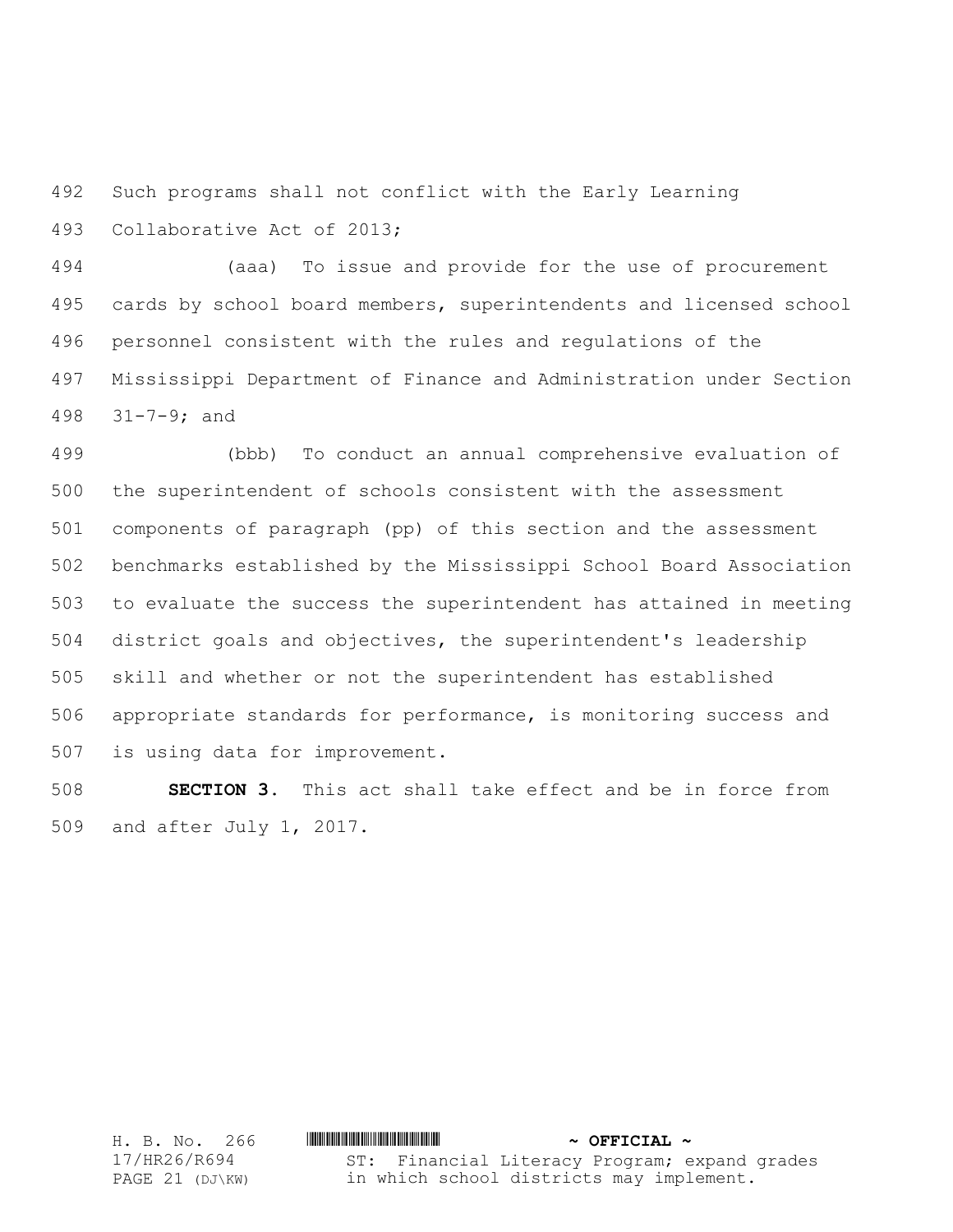Such programs shall not conflict with the Early Learning Collaborative Act of 2013;

(aaa) To issue and provide for the use of procurement cards by school board members, superintendents and licensed school personnel consistent with the rules and regulations of the Mississippi Department of Finance and Administration under Section 31-7-9; and

(bbb) To conduct an annual comprehensive evaluation of the superintendent of schools consistent with the assessment components of paragraph (pp) of this section and the assessment benchmarks established by the Mississippi School Board Association to evaluate the success the superintendent has attained in meeting district goals and objectives, the superintendent's leadership skill and whether or not the superintendent has established appropriate standards for performance, is monitoring success and is using data for improvement.

**SECTION 3.** This act shall take effect and be in force from and after July 1, 2017.